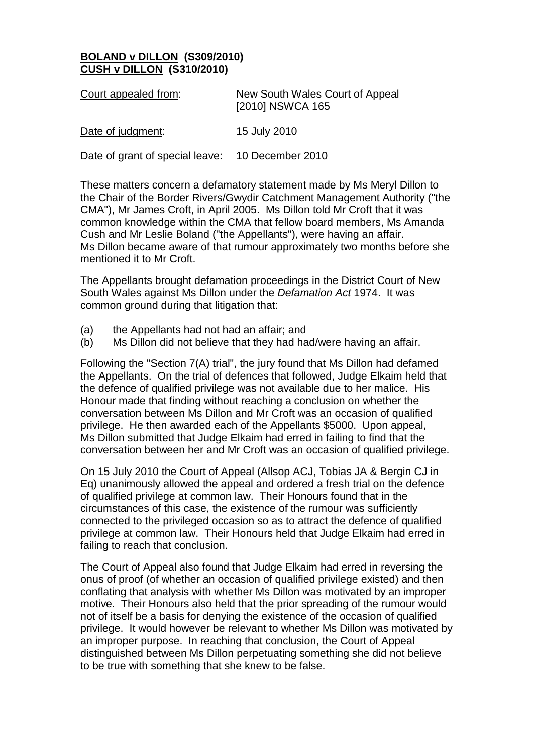**BOLAND v DILLON (S309/2010)**
**CUSH v DILLON (S310/2010)**

| Court appealed from: | New South Wales Court of Appeal [2010] NSWCA 165 |
|---|---|
| Date of judgment: | 15 July 2010 |
| Date of grant of special leave: | 10 December 2010 |

These matters concern a defamatory statement made by Ms Meryl Dillon to the Chair of the Border Rivers/Gwydir Catchment Management Authority ("the CMA"), Mr James Croft, in April 2005. Ms Dillon told Mr Croft that it was common knowledge within the CMA that fellow board members, Ms Amanda Cush and Mr Leslie Boland ("the Appellants"), were having an affair. Ms Dillon became aware of that rumour approximately two months before she mentioned it to Mr Croft.

The Appellants brought defamation proceedings in the District Court of New South Wales against Ms Dillon under the *Defamation Act* 1974. It was common ground during that litigation that:

(a) the Appellants had not had an affair; and
(b) Ms Dillon did not believe that they had had/were having an affair.

Following the "Section 7(A) trial", the jury found that Ms Dillon had defamed the Appellants. On the trial of defences that followed, Judge Elkaim held that the defence of qualified privilege was not available due to her malice. His Honour made that finding without reaching a conclusion on whether the conversation between Ms Dillon and Mr Croft was an occasion of qualified privilege. He then awarded each of the Appellants $5000. Upon appeal, Ms Dillon submitted that Judge Elkaim had erred in failing to find that the conversation between her and Mr Croft was an occasion of qualified privilege.

On 15 July 2010 the Court of Appeal (Allsop ACJ, Tobias JA & Bergin CJ in Eq) unanimously allowed the appeal and ordered a fresh trial on the defence of qualified privilege at common law. Their Honours found that in the circumstances of this case, the existence of the rumour was sufficiently connected to the privileged occasion so as to attract the defence of qualified privilege at common law. Their Honours held that Judge Elkaim had erred in failing to reach that conclusion.

The Court of Appeal also found that Judge Elkaim had erred in reversing the onus of proof (of whether an occasion of qualified privilege existed) and then conflating that analysis with whether Ms Dillon was motivated by an improper motive. Their Honours also held that the prior spreading of the rumour would not of itself be a basis for denying the existence of the occasion of qualified privilege. It would however be relevant to whether Ms Dillon was motivated by an improper purpose. In reaching that conclusion, the Court of Appeal distinguished between Ms Dillon perpetuating something she did not believe to be true with something that she knew to be false.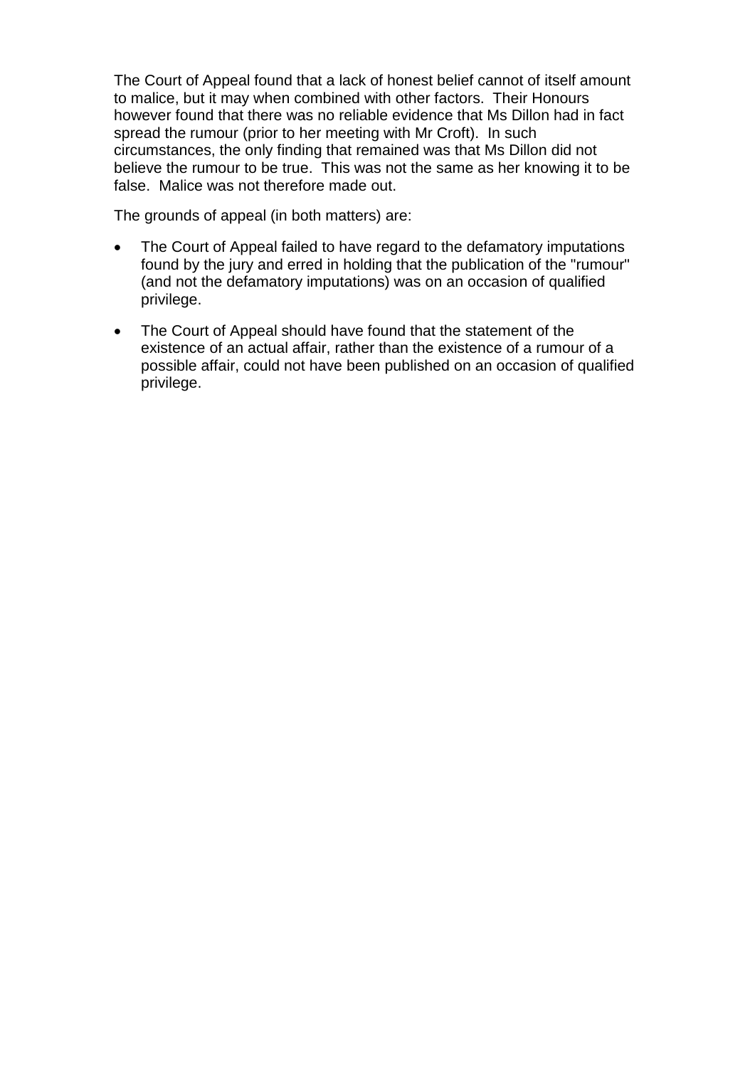The Court of Appeal found that a lack of honest belief cannot of itself amount to malice, but it may when combined with other factors. Their Honours however found that there was no reliable evidence that Ms Dillon had in fact spread the rumour (prior to her meeting with Mr Croft). In such circumstances, the only finding that remained was that Ms Dillon did not believe the rumour to be true. This was not the same as her knowing it to be false. Malice was not therefore made out.

The grounds of appeal (in both matters) are:

- The Court of Appeal failed to have regard to the defamatory imputations found by the jury and erred in holding that the publication of the "rumour" (and not the defamatory imputations) was on an occasion of qualified privilege.
- The Court of Appeal should have found that the statement of the existence of an actual affair, rather than the existence of a rumour of a possible affair, could not have been published on an occasion of qualified privilege.